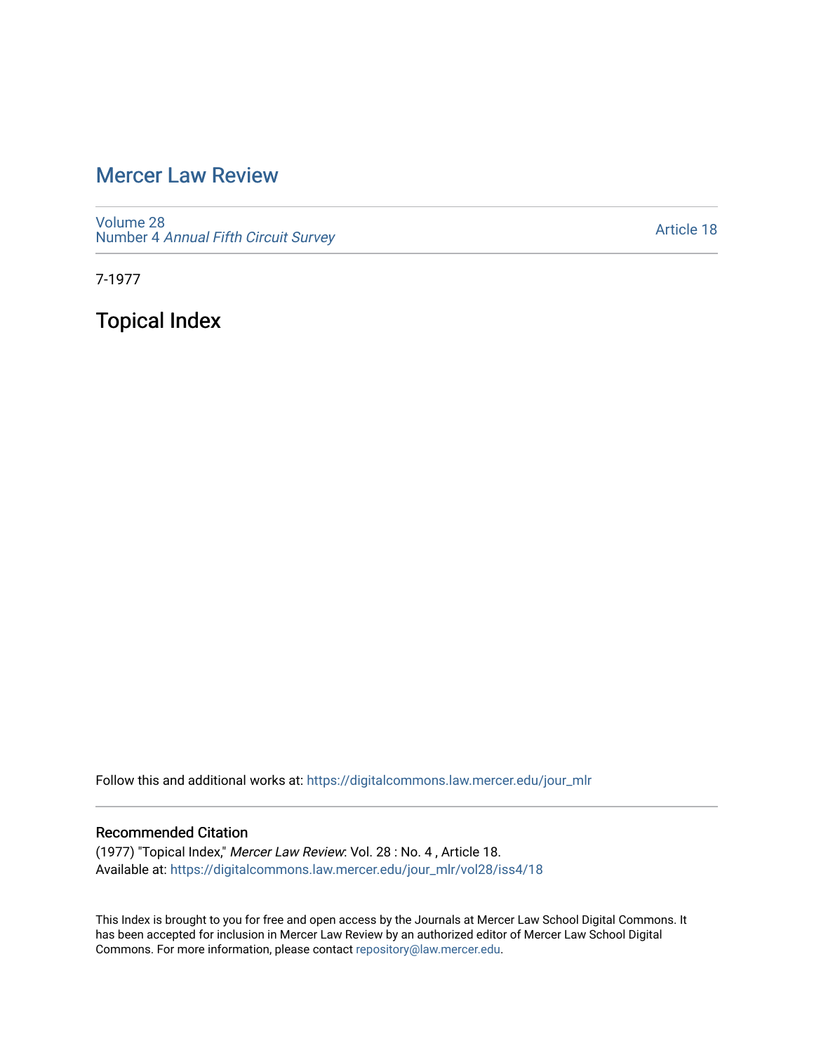# Mercer Law Review

Volume 28
Number 4 *Annual Fifth Circuit Survey*

Article 18

7-1977

## Topical Index

Follow this and additional works at: https://digitalcommons.law.mercer.edu/jour_mlr

### Recommended Citation

(1977) "Topical Index," *Mercer Law Review*: Vol. 28 : No. 4 , Article 18.
Available at: https://digitalcommons.law.mercer.edu/jour_mlr/vol28/iss4/18

This Index is brought to you for free and open access by the Journals at Mercer Law School Digital Commons. It has been accepted for inclusion in Mercer Law Review by an authorized editor of Mercer Law School Digital Commons. For more information, please contact repository@law.mercer.edu.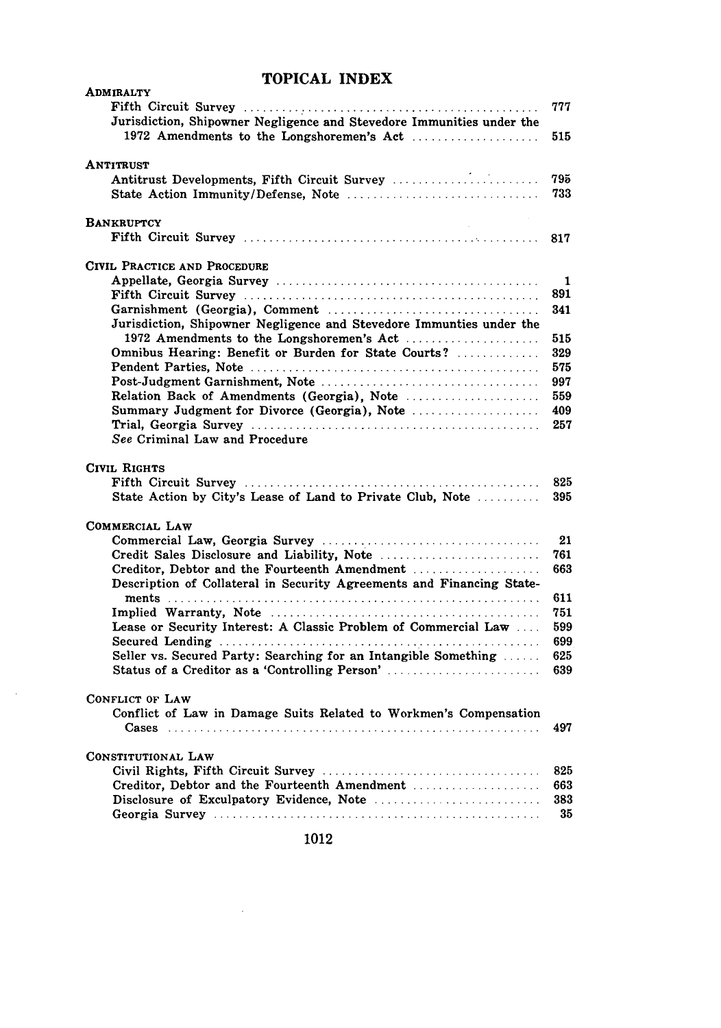# TOPICAL INDEX

**ADMIRALTY**

- Fifth Circuit Survey ... 777
- Jurisdiction, Shipowner Negligence and Stevedore Immunities under the 1972 Amendments to the Longshoremen's Act ... 515

**ANTITRUST**

- Antitrust Developments, Fifth Circuit Survey ... 795
- State Action Immunity/Defense, Note ... 733

**BANKRUPTCY**

- Fifth Circuit Survey ... 817

**CIVIL PRACTICE AND PROCEDURE**

- Appellate, Georgia Survey ... 1
- Fifth Circuit Survey ... 891
- Garnishment (Georgia), Comment ... 341
- Jurisdiction, Shipowner Negligence and Stevedore Immunties under the 1972 Amendments to the Longshoremen's Act ... 515
- Omnibus Hearing: Benefit or Burden for State Courts? ... 329
- Pendent Parties, Note ... 575
- Post-Judgment Garnishment, Note ... 997
- Relation Back of Amendments (Georgia), Note ... 559
- Summary Judgment for Divorce (Georgia), Note ... 409
- Trial, Georgia Survey ... 257
- *See* Criminal Law and Procedure

**CIVIL RIGHTS**

- Fifth Circuit Survey ... 825
- State Action by City's Lease of Land to Private Club, Note ... 395

**COMMERCIAL LAW**

- Commercial Law, Georgia Survey ... 21
- Credit Sales Disclosure and Liability, Note ... 761
- Creditor, Debtor and the Fourteenth Amendment ... 663
- Description of Collateral in Security Agreements and Financing Statements ... 611
- Implied Warranty, Note ... 751
- Lease or Security Interest: A Classic Problem of Commercial Law ... 599
- Secured Lending ... 699
- Seller vs. Secured Party: Searching for an Intangible Something ... 625
- Status of a Creditor as a 'Controlling Person' ... 639

**CONFLICT OF LAW**

- Conflict of Law in Damage Suits Related to Workmen's Compensation Cases ... 497

**CONSTITUTIONAL LAW**

- Civil Rights, Fifth Circuit Survey ... 825
- Creditor, Debtor and the Fourteenth Amendment ... 663
- Disclosure of Exculpatory Evidence, Note ... 383
- Georgia Survey ... 35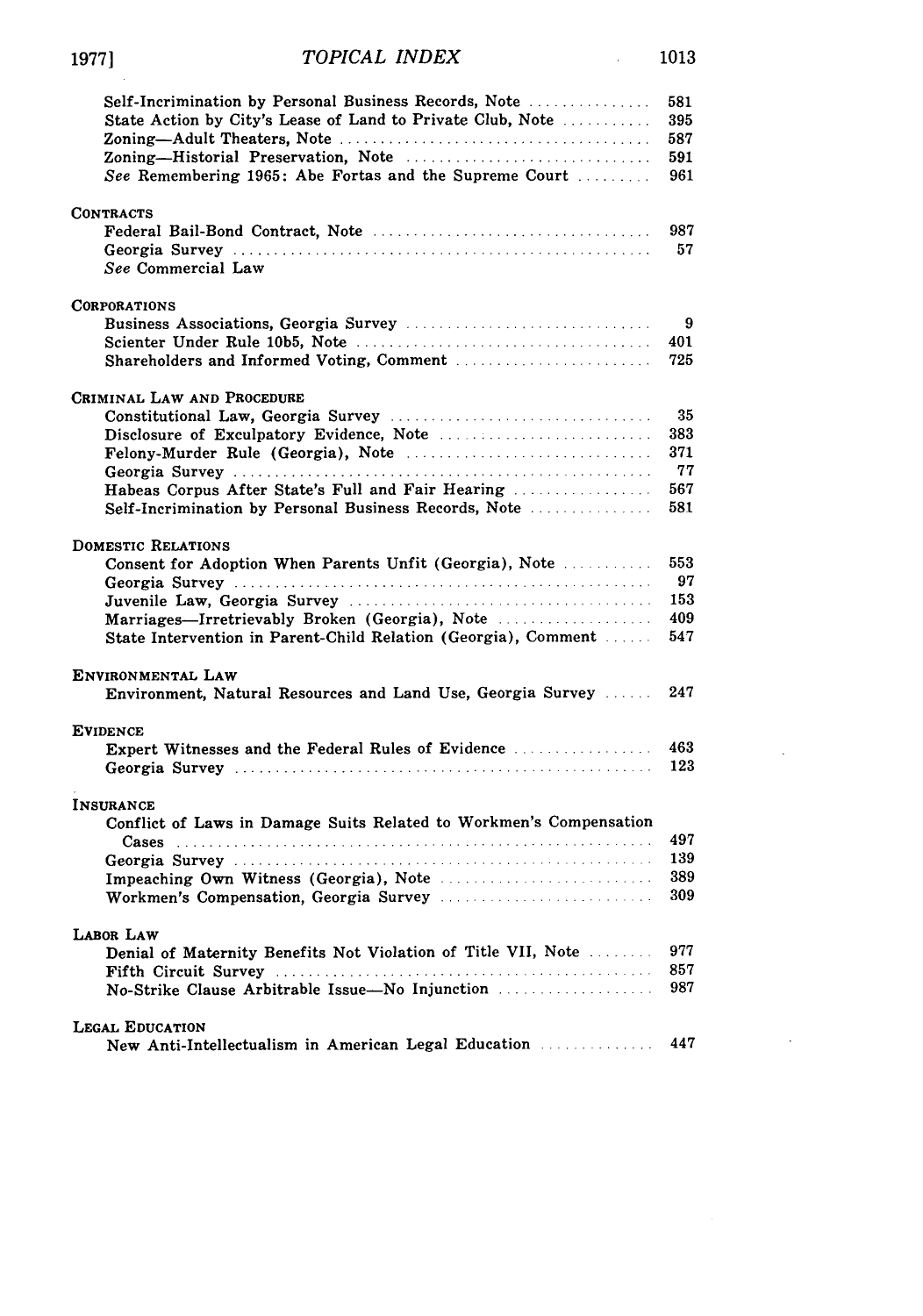Self-Incrimination by Personal Business Records, Note ............... 581
State Action by City's Lease of Land to Private Club, Note ........... 395
Zoning—Adult Theaters, Note ....................................... 587
Zoning—Historial Preservation, Note .............................. 591
*See* Remembering 1965: Abe Fortas and the Supreme Court ......... 961

CONTRACTS

Federal Bail-Bond Contract, Note .................................. 987
Georgia Survey .................................................... 57
*See* Commercial Law

CORPORATIONS

Business Associations, Georgia Survey .............................. 9
Scienter Under Rule 10b5, Note .................................... 401
Shareholders and Informed Voting, Comment ........................ 725

CRIMINAL LAW AND PROCEDURE

Constitutional Law, Georgia Survey ................................ 35
Disclosure of Exculpatory Evidence, Note .......................... 383
Felony-Murder Rule (Georgia), Note ............................... 371
Georgia Survey .................................................... 77
Habeas Corpus After State's Full and Fair Hearing ................. 567
Self-Incrimination by Personal Business Records, Note ............... 581

DOMESTIC RELATIONS

Consent for Adoption When Parents Unfit (Georgia), Note ........... 553
Georgia Survey .................................................... 97
Juvenile Law, Georgia Survey ...................................... 153
Marriages—Irretrievably Broken (Georgia), Note ................... 409
State Intervention in Parent-Child Relation (Georgia), Comment ...... 547

ENVIRONMENTAL LAW

Environment, Natural Resources and Land Use, Georgia Survey ...... 247

EVIDENCE

Expert Witnesses and the Federal Rules of Evidence ................. 463
Georgia Survey .................................................... 123

INSURANCE

Conflict of Laws in Damage Suits Related to Workmen's Compensation Cases ......................................................... 497
Georgia Survey .................................................... 139
Impeaching Own Witness (Georgia), Note .......................... 389
Workmen's Compensation, Georgia Survey .......................... 309

LABOR LAW

Denial of Maternity Benefits Not Violation of Title VII, Note ........ 977
Fifth Circuit Survey ............................................. 857
No-Strike Clause Arbitrable Issue—No Injunction ................... 987

LEGAL EDUCATION

New Anti-Intellectualism in American Legal Education .............. 447